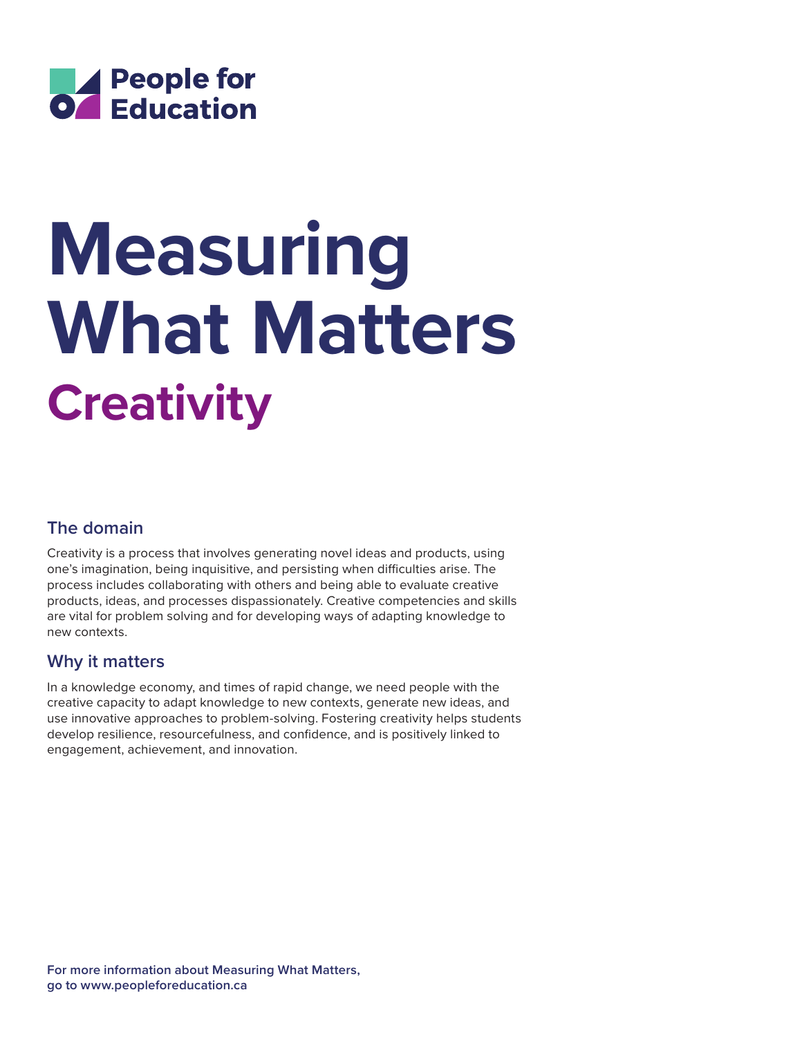People for Education

# Measuring What Matters

# Creativity

## The domain

Creativity is a process that involves generating novel ideas and products, using one's imagination, being inquisitive, and persisting when difficulties arise. The process includes collaborating with others and being able to evaluate creative products, ideas, and processes dispassionately. Creative competencies and skills are vital for problem solving and for developing ways of adapting knowledge to new contexts.

## Why it matters

In a knowledge economy, and times of rapid change, we need people with the creative capacity to adapt knowledge to new contexts, generate new ideas, and use innovative approaches to problem-solving. Fostering creativity helps students develop resilience, resourcefulness, and confidence, and is positively linked to engagement, achievement, and innovation.

**For more information about Measuring What Matters, go to www.peopleforeducation.ca**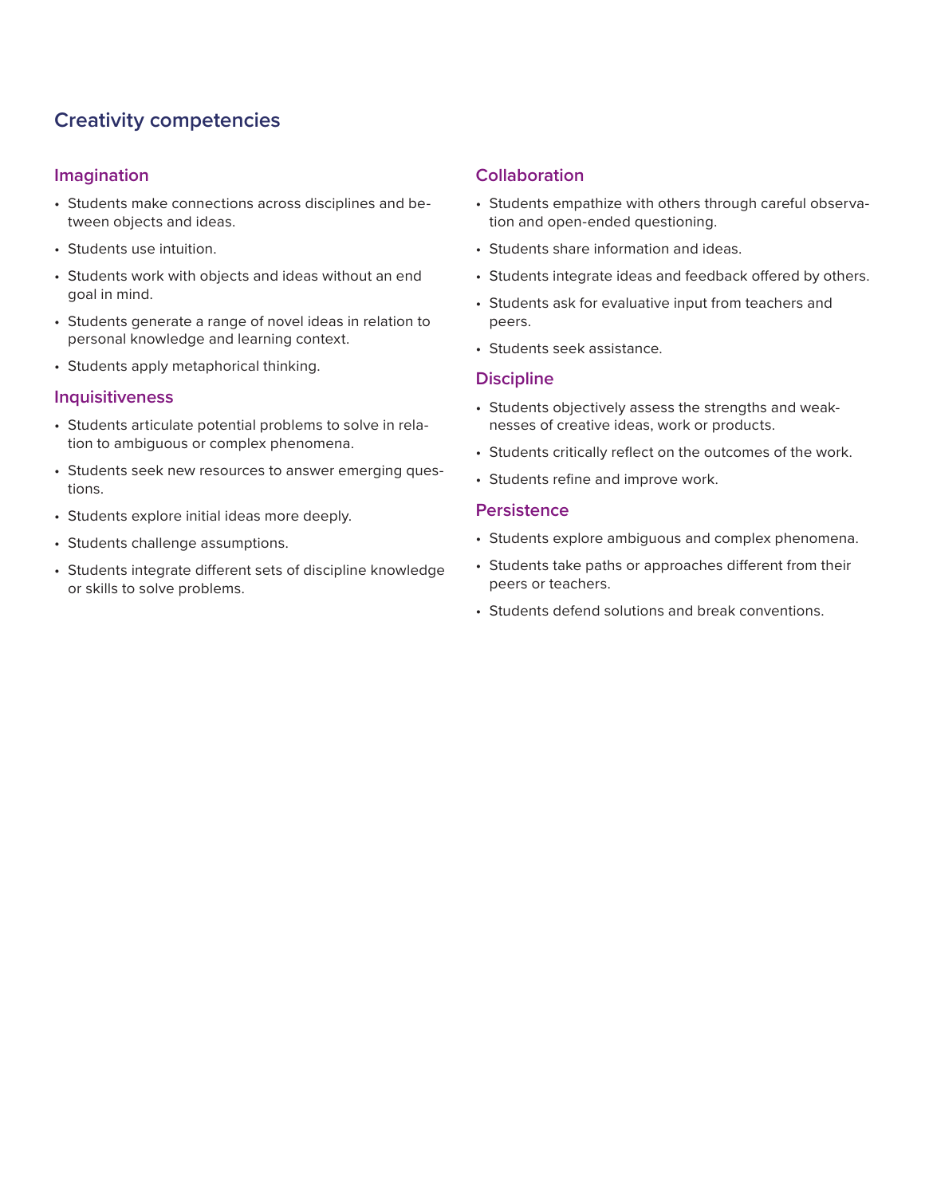## Creativity competencies

### Imagination

- Students make connections across disciplines and between objects and ideas.
- Students use intuition.
- Students work with objects and ideas without an end goal in mind.
- Students generate a range of novel ideas in relation to personal knowledge and learning context.
- Students apply metaphorical thinking.

### Inquisitiveness

- Students articulate potential problems to solve in relation to ambiguous or complex phenomena.
- Students seek new resources to answer emerging questions.
- Students explore initial ideas more deeply.
- Students challenge assumptions.
- Students integrate different sets of discipline knowledge or skills to solve problems.

### Collaboration

- Students empathize with others through careful observation and open-ended questioning.
- Students share information and ideas.
- Students integrate ideas and feedback offered by others.
- Students ask for evaluative input from teachers and peers.
- Students seek assistance.

### Discipline

- Students objectively assess the strengths and weaknesses of creative ideas, work or products.
- Students critically reflect on the outcomes of the work.
- Students refine and improve work.

### Persistence

- Students explore ambiguous and complex phenomena.
- Students take paths or approaches different from their peers or teachers.
- Students defend solutions and break conventions.